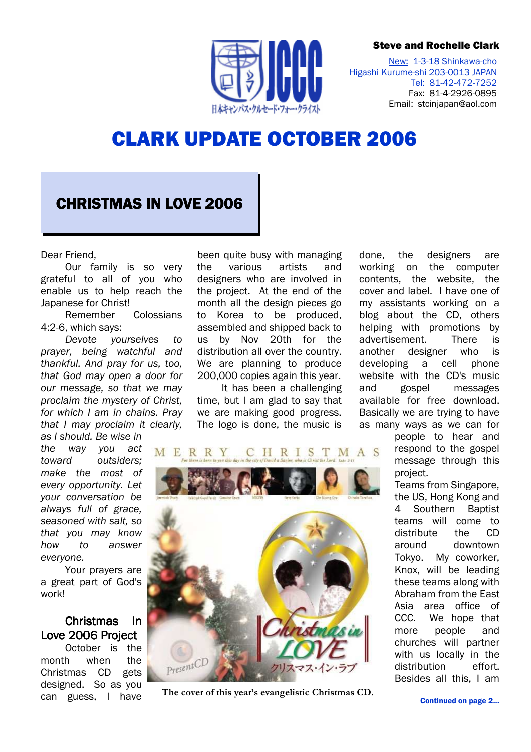**Steve and Rochelle Clark**

New: 1-3-18 Shinkawa-cho
Higashi Kurume-shi 203-0013 JAPAN
Tel: 81-42-472-7252
Fax: 81-4-2926-0895
Email: stcinjapan@aol.com

# CLARK UPDATE OCTOBER 2006

## CHRISTMAS IN LOVE 2006

Dear Friend,

Our family is so very grateful to all of you who enable us to help reach the Japanese for Christ!

Remember Colossians 4:2-6, which says:

*Devote yourselves to prayer, being watchful and thankful. And pray for us, too, that God may open a door for our message, so that we may proclaim the mystery of Christ, for which I am in chains. Pray that I may proclaim it clearly, as I should. Be wise in the way you act toward outsiders; make the most of every opportunity. Let your conversation be always full of grace, seasoned with salt, so that you may know how to answer everyone.*

Your prayers are a great part of God's work!

### Christmas In Love 2006 Project

October is the month when the Christmas CD gets designed. So as you can guess, I have been quite busy with managing the various artists and designers who are involved in the project. At the end of the month all the design pieces go to Korea to be produced, assembled and shipped back to us by Nov 20th for the distribution all over the country. We are planning to produce 200,000 copies again this year.

It has been a challenging time, but I am glad to say that we are making good progress. The logo is done, the music is done, the designers are working on the computer contents, the website, the cover and label. I have one of my assistants working on a blog about the CD, others helping with promotions by advertisement. There is another designer who is developing a cell phone website with the CD's music and gospel messages available for free download. Basically we are trying to have as many ways as we can for people to hear and respond to the gospel message through this project.

Teams from Singapore, the US, Hong Kong and 4 Southern Baptist teams will come to distribute the CD around downtown Tokyo. My coworker, Knox, will be leading these teams along with Abraham from the East Asia area office of CCC. We hope that more people and churches will partner with us locally in the distribution effort. Besides all this, I am

The cover of this year's evangelistic Christmas CD.

**Continued on page 2...**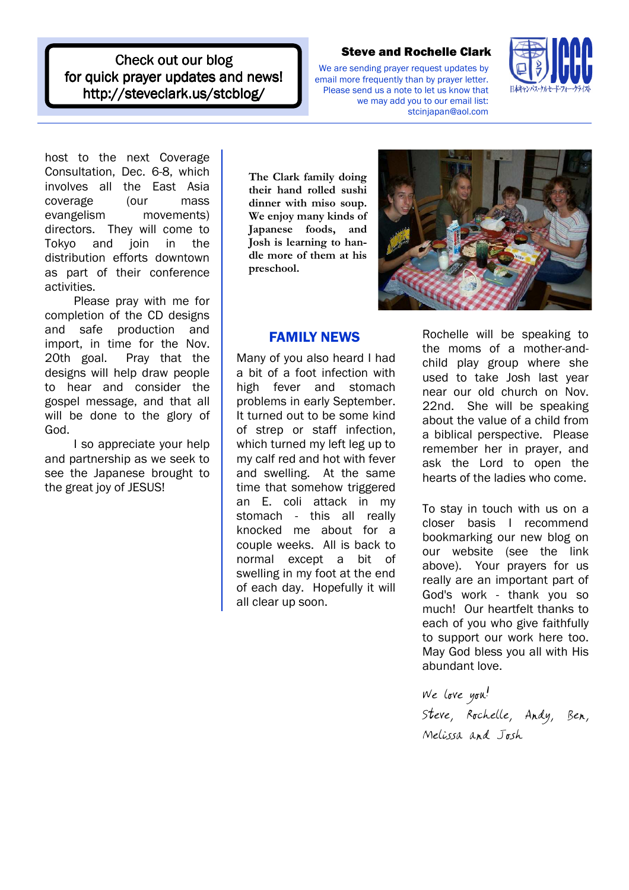Check out our blog
for quick prayer updates and news!
http://steveclark.us/stcblog/

**Steve and Rochelle Clark**

We are sending prayer request updates by email more frequently than by prayer letter. Please send us a note to let us know that we may add you to our email list: stcinjapan@aol.com

host to the next Coverage Consultation, Dec. 6-8, which involves all the East Asia coverage (our mass evangelism movements) directors. They will come to Tokyo and join in the distribution efforts downtown as part of their conference activities.

Please pray with me for completion of the CD designs and safe production and import, in time for the Nov. 20th goal. Pray that the designs will help draw people to hear and consider the gospel message, and that all will be done to the glory of God.

I so appreciate your help and partnership as we seek to see the Japanese brought to the great joy of JESUS!

**The Clark family doing their hand rolled sushi dinner with miso soup. We enjoy many kinds of Japanese foods, and Josh is learning to handle more of them at his preschool.**

## FAMILY NEWS

Many of you also heard I had a bit of a foot infection with high fever and stomach problems in early September. It turned out to be some kind of strep or staff infection, which turned my left leg up to my calf red and hot with fever and swelling. At the same time that somehow triggered an E. coli attack in my stomach - this all really knocked me about for a couple weeks. All is back to normal except a bit of swelling in my foot at the end of each day. Hopefully it will all clear up soon.

Rochelle will be speaking to the moms of a mother-and-child play group where she used to take Josh last year near our old church on Nov. 22nd. She will be speaking about the value of a child from a biblical perspective. Please remember her in prayer, and ask the Lord to open the hearts of the ladies who come.

To stay in touch with us on a closer basis I recommend bookmarking our new blog on our website (see the link above). Your prayers for us really are an important part of God's work - thank you so much! Our heartfelt thanks to each of you who give faithfully to support our work here too. May God bless you all with His abundant love.

*We love you!*
*Steve, Rochelle, Andy, Ben, Melissa and Josh*